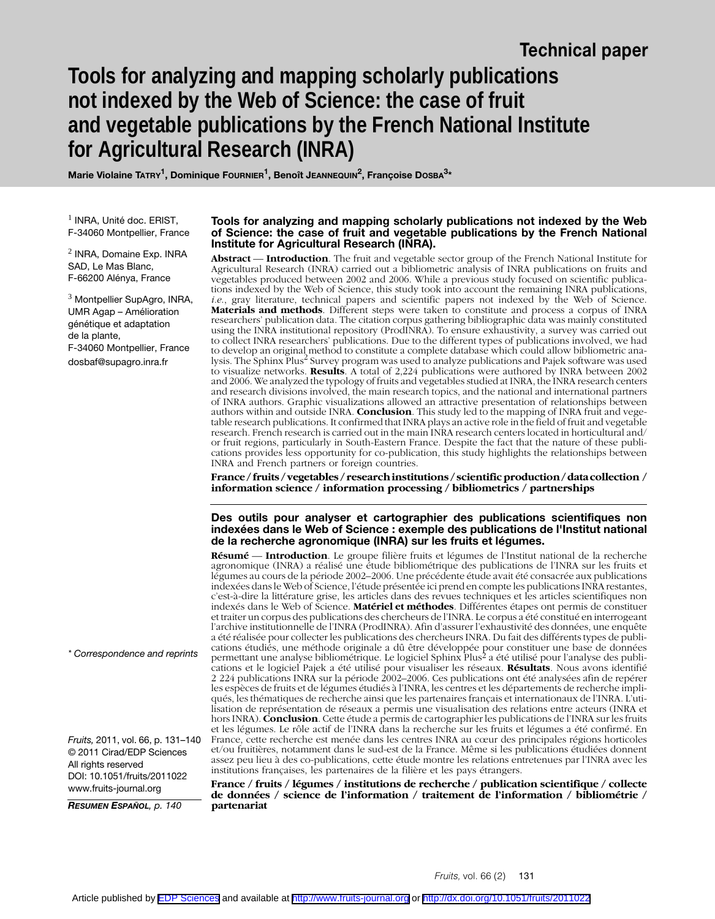Technical paper

# Tools for analyzing and mapping scholarly publications not indexed by the Web of Science: the case of fruit and vegetable publications by the French National Institute for Agricultural Research (INRA)

**Marie Violaine Tatry[1], Dominique Fournier[1], Benoît Jeannequin[2], Françoise Dosba[3]***

[1] INRA, Unité doc. ERIST, F-34060 Montpellier, France

[2] INRA, Domaine Exp. INRA SAD, Le Mas Blanc, F-66200 Alénya, France

[3] Montpellier SupAgro, INRA, UMR Agap – Amélioration génétique et adaptation de la plante, F-34060 Montpellier, France
dosbaf@supagro.inra.fr

\* *Correspondence and reprints*

*Fruits,* 2011, vol. 66, p. 131–140
© 2011 Cirad/EDP Sciences
All rights reserved
DOI: 10.1051/fruits/2011022
www.fruits-journal.org

***Resumen Español**, p. 140*

### Tools for analyzing and mapping scholarly publications not indexed by the Web of Science: the case of fruit and vegetable publications by the French National Institute for Agricultural Research (INRA).

**Abstract** — **Introduction**. The fruit and vegetable sector group of the French National Institute for Agricultural Research (INRA) carried out a bibliometric analysis of INRA publications on fruits and vegetables produced between 2002 and 2006. While a previous study focused on scientific publications indexed by the Web of Science, this study took into account the remaining INRA publications, *i.e.*, gray literature, technical papers and scientific papers not indexed by the Web of Science. **Materials and methods**. Different steps were taken to constitute and process a corpus of INRA researchers' publication data. The citation corpus gathering bibliographic data was mainly constituted using the INRA institutional repository (ProdINRA). To ensure exhaustivity, a survey was carried out to collect INRA researchers' publications. Due to the different types of publications involved, we had to develop an original method to constitute a complete database which could allow bibliometric analysis. The Sphinx Plus[2] Survey program was used to analyze publications and Pajek software was used to visualize networks. **Results**. A total of 2,224 publications were authored by INRA between 2002 and 2006. We analyzed the typology of fruits and vegetables studied at INRA, the INRA research centers and research divisions involved, the main research topics, and the national and international partners of INRA authors. Graphic visualizations allowed an attractive presentation of relationships between authors within and outside INRA. **Conclusion**. This study led to the mapping of INRA fruit and vegetable research publications. It confirmed that INRA plays an active role in the field of fruit and vegetable research. French research is carried out in the main INRA research centers located in horticultural and/or fruit regions, particularly in South-Eastern France. Despite the fact that the nature of these publications provides less opportunity for co-publication, this study highlights the relationships between INRA and French partners or foreign countries.

**France / fruits / vegetables / research institutions / scientific production / data collection / information science / information processing / bibliometrics / partnerships**

### Des outils pour analyser et cartographier des publications scientifiques non indexées dans le Web of Science : exemple des publications de l'Institut national de la recherche agronomique (INRA) sur les fruits et légumes.

**Résumé** — **Introduction**. Le groupe filière fruits et légumes de l'Institut national de la recherche agronomique (INRA) a réalisé une étude bibliométrique des publications de l'INRA sur les fruits et légumes au cours de la période 2002–2006. Une précédente étude avait été consacrée aux publications indexées dans le Web of Science, l'étude présentée ici prend en compte les publications INRA restantes, c'est-à-dire la littérature grise, les articles dans des revues techniques et les articles scientifiques non indexés dans le Web of Science. **Matériel et méthodes**. Différentes étapes ont permis de constituer et traiter un corpus des publications des chercheurs de l'INRA. Le corpus a été constitué en interrogeant l'archive institutionnelle de l'INRA (ProdINRA). Afin d'assurer l'exhaustivité des données, une enquête a été réalisée pour collecter les publications des chercheurs INRA. Du fait des différents types de publications étudiés, une méthode originale a dû être développée pour constituer une base de données permettant une analyse bibliométrique. Le logiciel Sphinx Plus[2] a été utilisé pour l'analyse des publications et le logiciel Pajek a été utilisé pour visualiser les réseaux. **Résultats**. Nous avons identifié 2 224 publications INRA sur la période 2002–2006. Ces publications ont été analysées afin de repérer les espèces de fruits et de légumes étudiés à l'INRA, les centres et les départements de recherche impliqués, les thématiques de recherche ainsi que les partenaires français et internationaux de l'INRA. L'utilisation de représentation de réseaux a permis une visualisation des relations entre acteurs (INRA et hors INRA). **Conclusion**. Cette étude a permis de cartographier les publications de l'INRA sur les fruits et les légumes. Le rôle actif de l'INRA dans la recherche sur les fruits et légumes a été confirmé. En France, cette recherche est menée dans les centres INRA au cœur des principales régions horticoles et/ou fruitières, notamment dans le sud-est de la France. Même si les publications étudiées donnent assez peu lieu à des co-publications, cette étude montre les relations entretenues par l'INRA avec les institutions françaises, les partenaires de la filière et les pays étrangers.

**France / fruits / légumes / institutions de recherche / publication scientifique / collecte de données / science de l'information / traitement de l'information / bibliométrie / partenariat**

Article published by EDP Sciences and available at http://www.fruits-journal.org or http://dx.doi.org/10.1051/fruits/2011022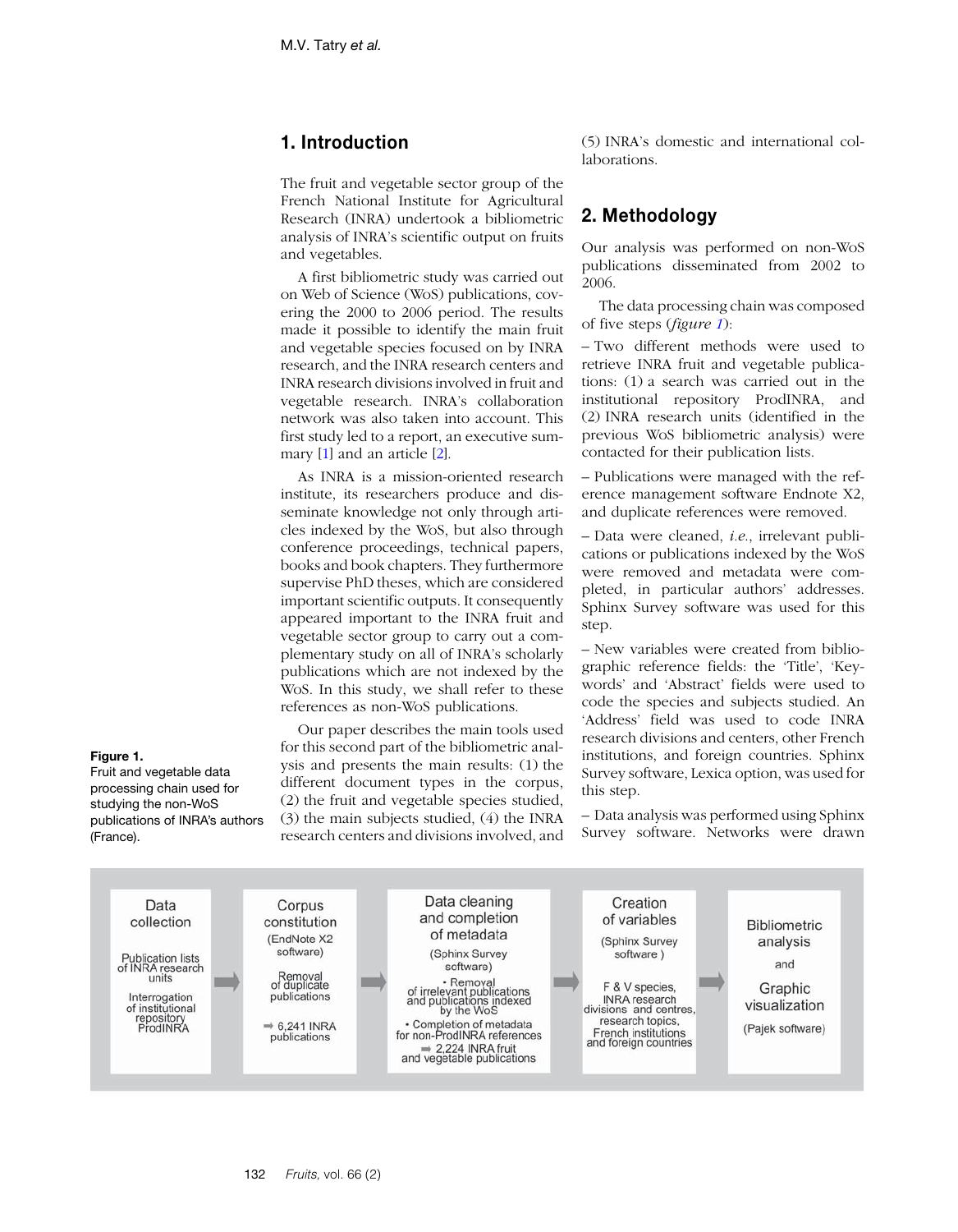## 1. Introduction

The fruit and vegetable sector group of the French National Institute for Agricultural Research (INRA) undertook a bibliometric analysis of INRA's scientific output on fruits and vegetables.

A first bibliometric study was carried out on Web of Science (WoS) publications, covering the 2000 to 2006 period. The results made it possible to identify the main fruit and vegetable species focused on by INRA research, and the INRA research centers and INRA research divisions involved in fruit and vegetable research. INRA's collaboration network was also taken into account. This first study led to a report, an executive summary [1] and an article [2].

As INRA is a mission-oriented research institute, its researchers produce and disseminate knowledge not only through articles indexed by the WoS, but also through conference proceedings, technical papers, books and book chapters. They furthermore supervise PhD theses, which are considered important scientific outputs. It consequently appeared important to the INRA fruit and vegetable sector group to carry out a complementary study on all of INRA's scholarly publications which are not indexed by the WoS. In this study, we shall refer to these references as non-WoS publications.

Our paper describes the main tools used for this second part of the bibliometric analysis and presents the main results: (1) the different document types in the corpus, (2) the fruit and vegetable species studied, (3) the main subjects studied, (4) the INRA research centers and divisions involved, and (5) INRA's domestic and international collaborations.

## 2. Methodology

Our analysis was performed on non-WoS publications disseminated from 2002 to 2006.

The data processing chain was composed of five steps (*figure 1*):

– Two different methods were used to retrieve INRA fruit and vegetable publications: (1) a search was carried out in the institutional repository ProdINRA, and (2) INRA research units (identified in the previous WoS bibliometric analysis) were contacted for their publication lists.

– Publications were managed with the reference management software Endnote X2, and duplicate references were removed.

– Data were cleaned, *i.e.*, irrelevant publications or publications indexed by the WoS were removed and metadata were completed, in particular authors' addresses. Sphinx Survey software was used for this step.

– New variables were created from bibliographic reference fields: the 'Title', 'Keywords' and 'Abstract' fields were used to code the species and subjects studied. An 'Address' field was used to code INRA research divisions and centers, other French institutions, and foreign countries. Sphinx Survey software, Lexica option, was used for this step.

– Data analysis was performed using Sphinx Survey software. Networks were drawn

| Data collection | Corpus constitution | Data cleaning and completion of metadata | Creation of variables | Bibliometric analysis and Graphic visualization |
|---|---|---|---|---|
| Publication lists of INRA research units<br>Interrogation of institutional repository ProdINRA | (EndNote X2 software)<br>Removal of duplicate publications<br>➡ 6,241 INRA publications | (Sphinx Survey software)<br>• Removal of irrelevant publications and publications indexed by the WoS<br>• Completion of metadata for non-ProdINRA references<br>➡ 2,224 INRA fruit and vegetable publications | (Sphinx Survey software)<br>F & V species, INRA research divisions and centres, research topics, French institutions and foreign countries | (Pajek software) |

**Figure 1.**
Fruit and vegetable data processing chain used for studying the non-WoS publications of INRA's authors (France).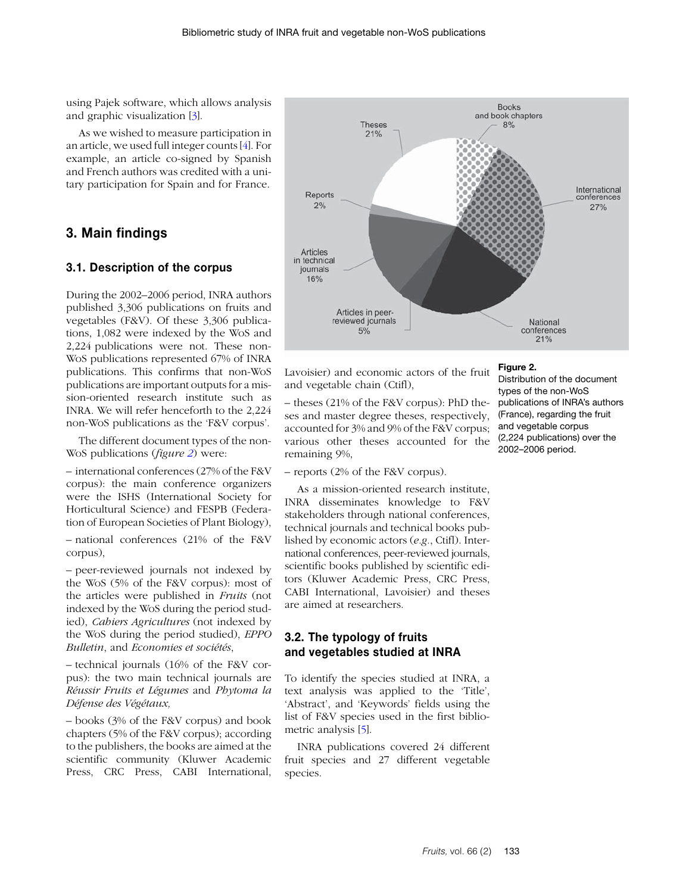using Pajek software, which allows analysis and graphic visualization [3].

As we wished to measure participation in an article, we used full integer counts [4]. For example, an article co-signed by Spanish and French authors was credited with a unitary participation for Spain and for France.

## 3. Main findings

### 3.1. Description of the corpus

During the 2002–2006 period, INRA authors published 3,306 publications on fruits and vegetables (F&V). Of these 3,306 publications, 1,082 were indexed by the WoS and 2,224 publications were not. These non-WoS publications represented 67% of INRA publications. This confirms that non-WoS publications are important outputs for a mission-oriented research institute such as INRA. We will refer henceforth to the 2,224 non-WoS publications as the 'F&V corpus'.

The different document types of the non-WoS publications (*figure 2*) were:

– international conferences (27% of the F&V corpus): the main conference organizers were the ISHS (International Society for Horticultural Science) and FESPB (Federation of European Societies of Plant Biology),

– national conferences (21% of the F&V corpus),

– peer-reviewed journals not indexed by the WoS (5% of the F&V corpus): most of the articles were published in *Fruits* (not indexed by the WoS during the period studied), *Cahiers Agricultures* (not indexed by the WoS during the period studied), *EPPO Bulletin*, and *Economies et sociétés*,

– technical journals (16% of the F&V corpus): the two main technical journals are *Réussir Fruits et Légumes* and *Phytoma la Défense des Végétaux,*

– books (3% of the F&V corpus) and book chapters (5% of the F&V corpus); according to the publishers, the books are aimed at the scientific community (Kluwer Academic Press, CRC Press, CABI International, Lavoisier) and economic actors of the fruit and vegetable chain (Ctifl),

– theses (21% of the F&V corpus): PhD theses and master degree theses, respectively, accounted for 3% and 9% of the F&V corpus; various other theses accounted for the remaining 9%,

– reports (2% of the F&V corpus).

As a mission-oriented research institute, INRA disseminates knowledge to F&V stakeholders through national conferences, technical journals and technical books published by economic actors (*e.g.*, Ctifl). International conferences, peer-reviewed journals, scientific books published by scientific editors (Kluwer Academic Press, CRC Press, CABI International, Lavoisier) and theses are aimed at researchers.

**Figure 2.**
Distribution of the document types of the non-WoS publications of INRA's authors (France), regarding the fruit and vegetable corpus (2,224 publications) over the 2002–2006 period.

### 3.2. The typology of fruits and vegetables studied at INRA

To identify the species studied at INRA, a text analysis was applied to the 'Title', 'Abstract', and 'Keywords' fields using the list of F&V species used in the first bibliometric analysis [5].

INRA publications covered 24 different fruit species and 27 different vegetable species.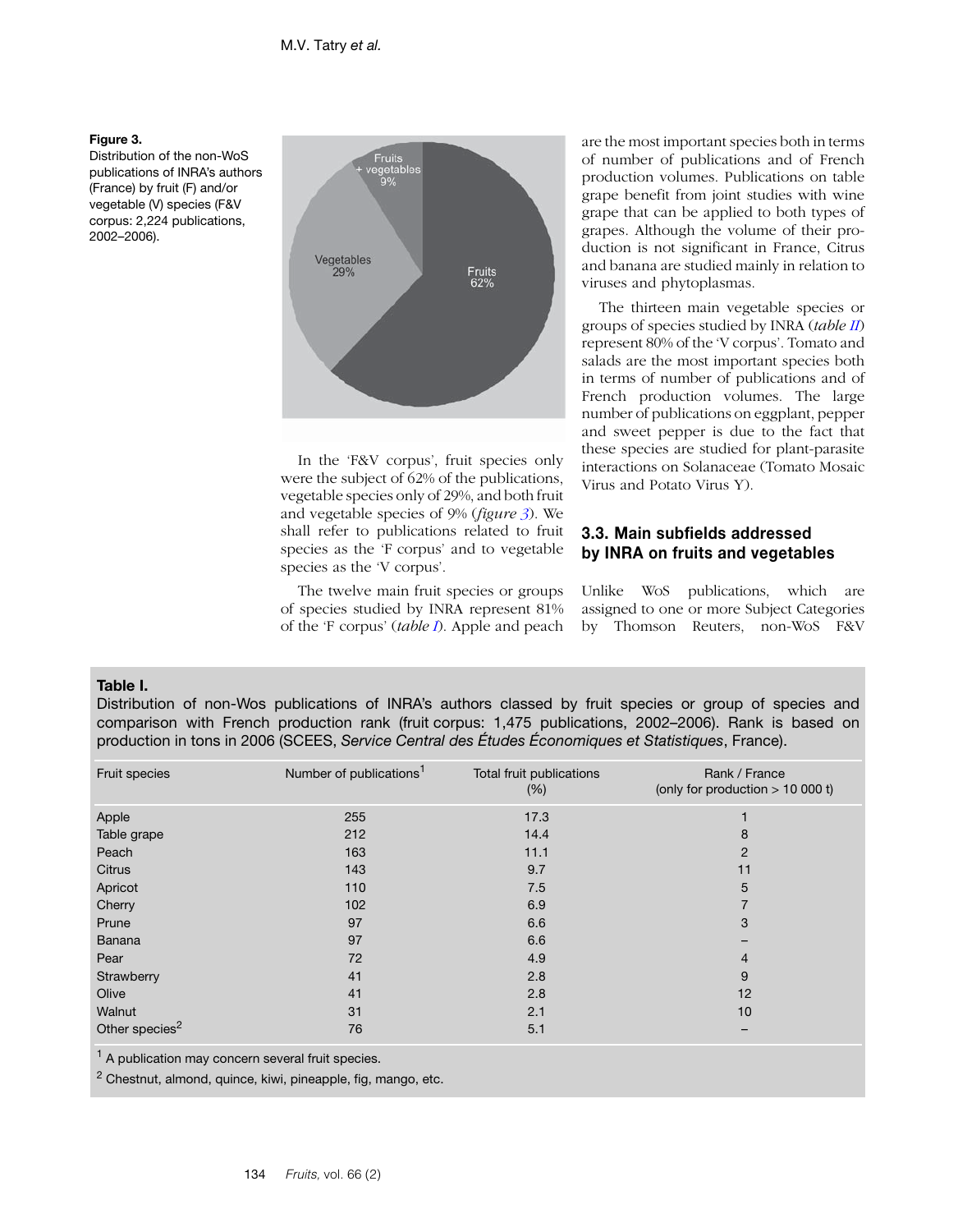**Figure 3.**
Distribution of the non-WoS publications of INRA's authors (France) by fruit (F) and/or vegetable (V) species (F&V corpus: 2,224 publications, 2002–2006).

In the 'F&V corpus', fruit species only were the subject of 62% of the publications, vegetable species only of 29%, and both fruit and vegetable species of 9% (*figure 3*). We shall refer to publications related to fruit species as the 'F corpus' and to vegetable species as the 'V corpus'.

The twelve main fruit species or groups of species studied by INRA represent 81% of the 'F corpus' (*table I*). Apple and peach are the most important species both in terms of number of publications and of French production volumes. Publications on table grape benefit from joint studies with wine grape that can be applied to both types of grapes. Although the volume of their production is not significant in France, Citrus and banana are studied mainly in relation to viruses and phytoplasmas.

The thirteen main vegetable species or groups of species studied by INRA (*table II*) represent 80% of the 'V corpus'. Tomato and salads are the most important species both in terms of number of publications and of French production volumes. The large number of publications on eggplant, pepper and sweet pepper is due to the fact that these species are studied for plant-parasite interactions on Solanaceae (Tomato Mosaic Virus and Potato Virus Y).

### 3.3. Main subfields addressed by INRA on fruits and vegetables

Unlike WoS publications, which are assigned to one or more Subject Categories by Thomson Reuters, non-WoS F&V

**Table I.**
Distribution of non-Wos publications of INRA's authors classed by fruit species or group of species and comparison with French production rank (fruit corpus: 1,475 publications, 2002–2006). Rank is based on production in tons in 2006 (SCEES, *Service Central des Études Économiques et Statistiques*, France).

| Fruit species | Number of publications[1] | Total fruit publications (%) | Rank / France (only for production > 10 000 t) |
|---|---|---|---|
| Apple | 255 | 17.3 | 1 |
| Table grape | 212 | 14.4 | 8 |
| Peach | 163 | 11.1 | 2 |
| Citrus | 143 | 9.7 | 11 |
| Apricot | 110 | 7.5 | 5 |
| Cherry | 102 | 6.9 | 7 |
| Prune | 97 | 6.6 | 3 |
| Banana | 97 | 6.6 | – |
| Pear | 72 | 4.9 | 4 |
| Strawberry | 41 | 2.8 | 9 |
| Olive | 41 | 2.8 | 12 |
| Walnut | 31 | 2.1 | 10 |
| Other species[2] | 76 | 5.1 | – |

[1] A publication may concern several fruit species.

[2] Chestnut, almond, quince, kiwi, pineapple, fig, mango, etc.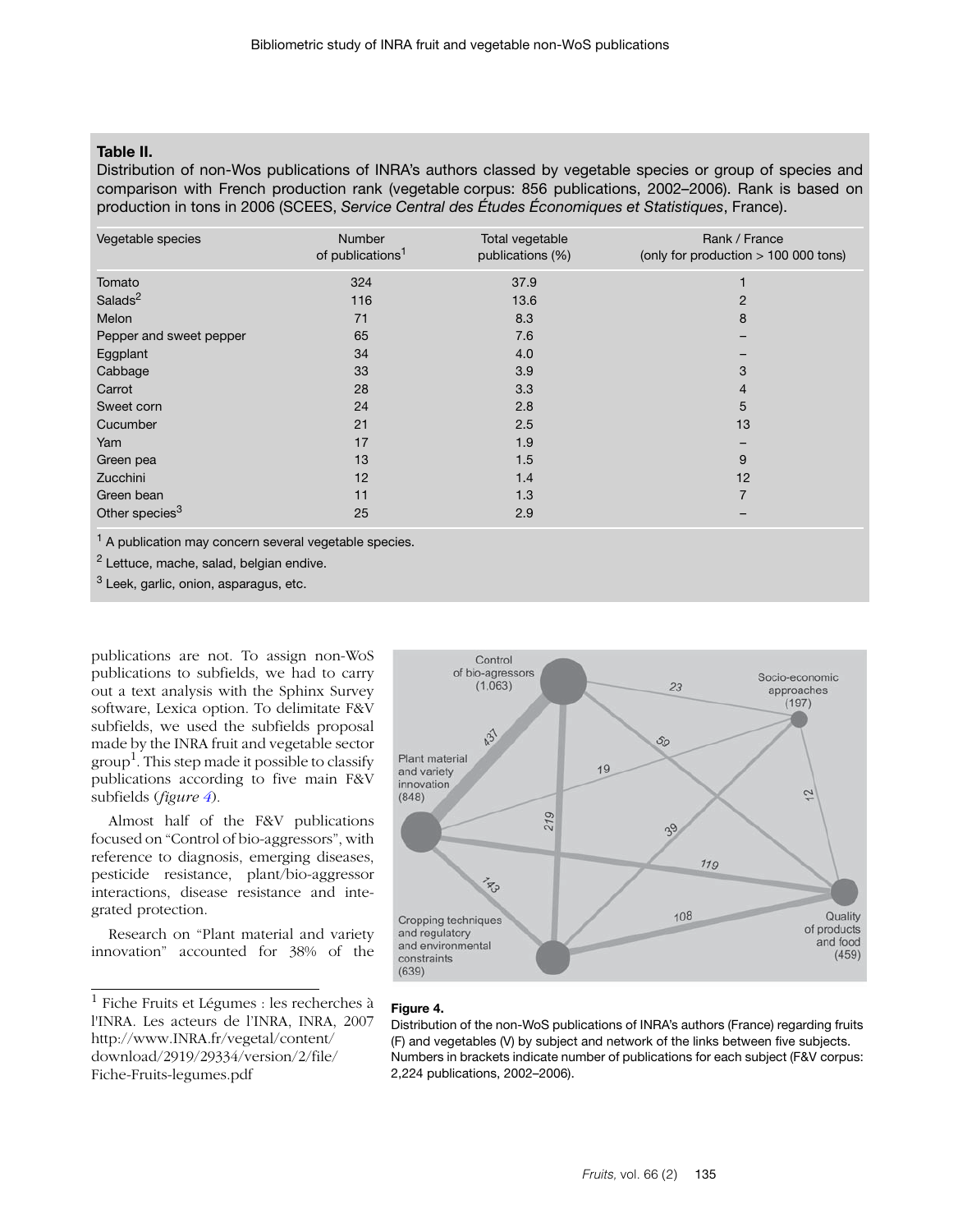**Table II.**
Distribution of non-Wos publications of INRA's authors classed by vegetable species or group of species and comparison with French production rank (vegetable corpus: 856 publications, 2002–2006). Rank is based on production in tons in 2006 (SCEES, *Service Central des Études Économiques et Statistiques*, France).

| Vegetable species | Number of publications[1] | Total vegetable publications (%) | Rank / France (only for production > 100 000 tons) |
|---|---|---|---|
| Tomato | 324 | 37.9 | 1 |
| Salads[2] | 116 | 13.6 | 2 |
| Melon | 71 | 8.3 | 8 |
| Pepper and sweet pepper | 65 | 7.6 | – |
| Eggplant | 34 | 4.0 | – |
| Cabbage | 33 | 3.9 | 3 |
| Carrot | 28 | 3.3 | 4 |
| Sweet corn | 24 | 2.8 | 5 |
| Cucumber | 21 | 2.5 | 13 |
| Yam | 17 | 1.9 | – |
| Green pea | 13 | 1.5 | 9 |
| Zucchini | 12 | 1.4 | 12 |
| Green bean | 11 | 1.3 | 7 |
| Other species[3] | 25 | 2.9 | – |

[1] A publication may concern several vegetable species.

[2] Lettuce, mache, salad, belgian endive.

[3] Leek, garlic, onion, asparagus, etc.

publications are not. To assign non-WoS publications to subfields, we had to carry out a text analysis with the Sphinx Survey software, Lexica option. To delimitate F&V subfields, we used the subfields proposal made by the INRA fruit and vegetable sector group[1]. This step made it possible to classify publications according to five main F&V subfields (*figure 4*).

Almost half of the F&V publications focused on "Control of bio-aggressors", with reference to diagnosis, emerging diseases, pesticide resistance, plant/bio-aggressor interactions, disease resistance and integrated protection.

Research on "Plant material and variety innovation" accounted for 38% of the

[1] Fiche Fruits et Légumes : les recherches à l'INRA. Les acteurs de l'INRA, INRA, 2007 http://www.INRA.fr/vegetal/content/download/2919/29334/version/2/file/Fiche-Fruits-legumes.pdf

**Figure 4.**
Distribution of the non-WoS publications of INRA's authors (France) regarding fruits (F) and vegetables (V) by subject and network of the links between five subjects. Numbers in brackets indicate number of publications for each subject (F&V corpus: 2,224 publications, 2002–2006).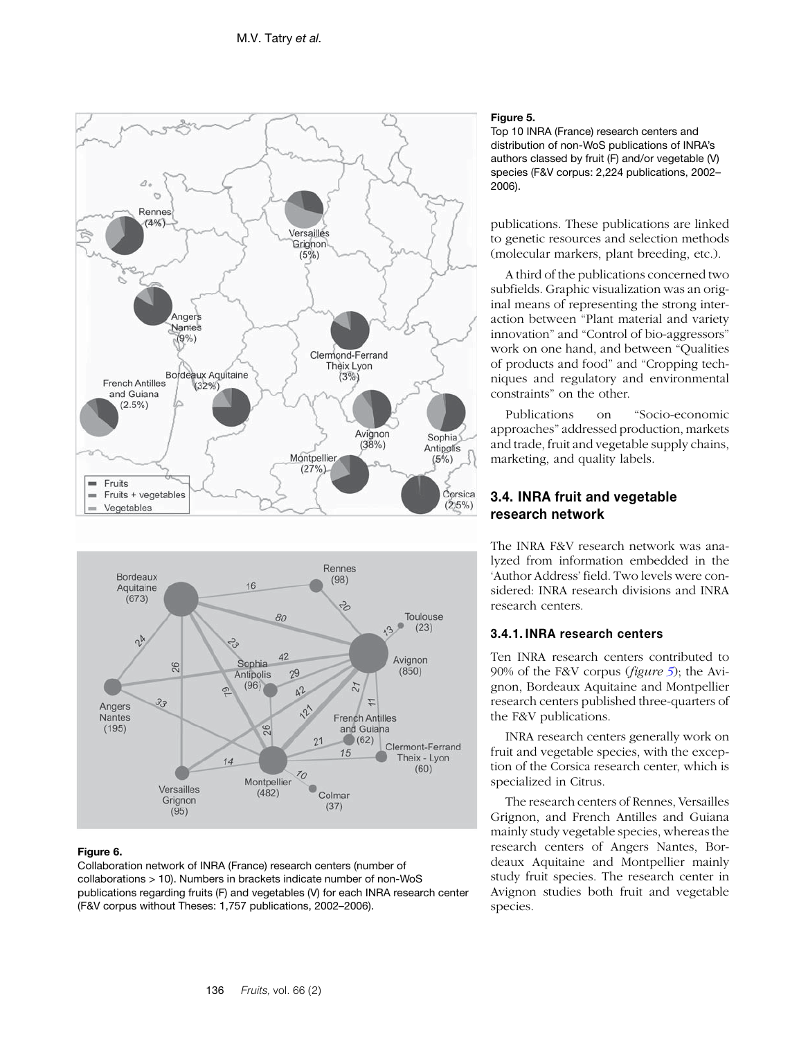**Figure 5.**
Top 10 INRA (France) research centers and distribution of non-WoS publications of INRA's authors classed by fruit (F) and/or vegetable (V) species (F&V corpus: 2,224 publications, 2002–2006).

**Figure 6.**
Collaboration network of INRA (France) research centers (number of collaborations > 10). Numbers in brackets indicate number of non-WoS publications regarding fruits (F) and vegetables (V) for each INRA research center (F&V corpus without Theses: 1,757 publications, 2002–2006).

publications. These publications are linked to genetic resources and selection methods (molecular markers, plant breeding, etc.).

A third of the publications concerned two subfields. Graphic visualization was an original means of representing the strong interaction between "Plant material and variety innovation" and "Control of bio-aggressors" work on one hand, and between "Qualities of products and food" and "Cropping techniques and regulatory and environmental constraints" on the other.

Publications on "Socio-economic approaches" addressed production, markets and trade, fruit and vegetable supply chains, marketing, and quality labels.

## 3.4. INRA fruit and vegetable research network

The INRA F&V research network was analyzed from information embedded in the 'Author Address' field. Two levels were considered: INRA research divisions and INRA research centers.

### 3.4.1. INRA research centers

Ten INRA research centers contributed to 90% of the F&V corpus (*figure 5*); the Avignon, Bordeaux Aquitaine and Montpellier research centers published three-quarters of the F&V publications.

INRA research centers generally work on fruit and vegetable species, with the exception of the Corsica research center, which is specialized in Citrus.

The research centers of Rennes, Versailles Grignon, and French Antilles and Guiana mainly study vegetable species, whereas the research centers of Angers Nantes, Bordeaux Aquitaine and Montpellier mainly study fruit species. The research center in Avignon studies both fruit and vegetable species.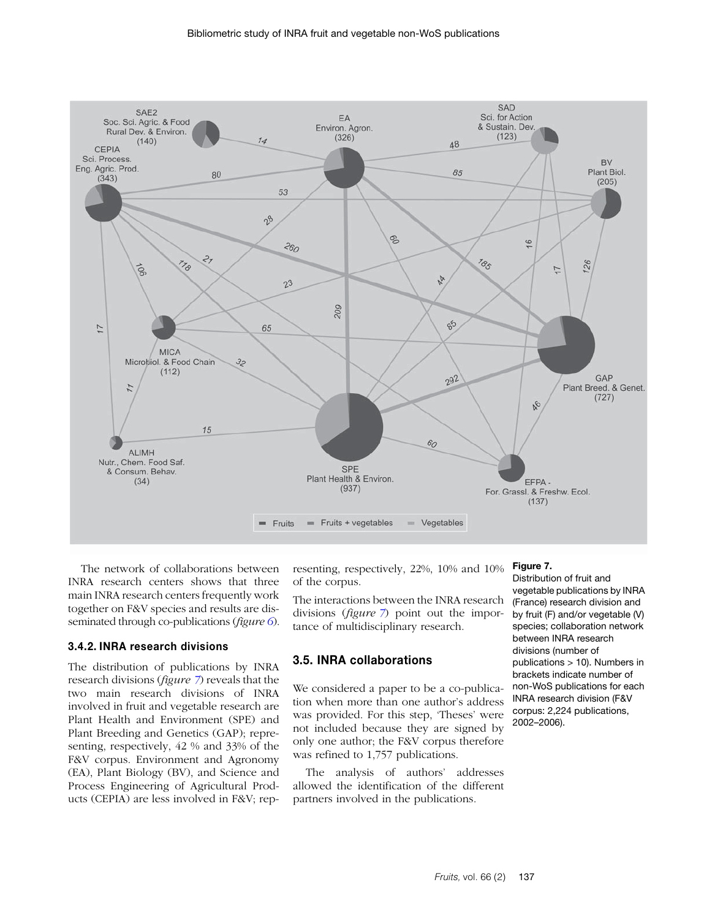The network of collaborations between INRA research centers shows that three main INRA research centers frequently work together on F&V species and results are disseminated through co-publications (*figure 6*).

### 3.4.2. INRA research divisions

The distribution of publications by INRA research divisions (*figure 7*) reveals that the two main research divisions of INRA involved in fruit and vegetable research are Plant Health and Environment (SPE) and Plant Breeding and Genetics (GAP); representing, respectively, 42 % and 33% of the F&V corpus. Environment and Agronomy (EA), Plant Biology (BV), and Science and Process Engineering of Agricultural Products (CEPIA) are less involved in F&V; representing, respectively, 22%, 10% and 10% of the corpus.

The interactions between the INRA research divisions (*figure 7*) point out the importance of multidisciplinary research.

## 3.5. INRA collaborations

We considered a paper to be a co-publication when more than one author's address was provided. For this step, 'Theses' were not included because they are signed by only one author; the F&V corpus therefore was refined to 1,757 publications.

The analysis of authors' addresses allowed the identification of the different partners involved in the publications.

**Figure 7.**
Distribution of fruit and vegetable publications by INRA (France) research division and by fruit (F) and/or vegetable (V) species; collaboration network between INRA research divisions (number of publications > 10). Numbers in brackets indicate number of non-WoS publications for each INRA research division (F&V corpus: 2,224 publications, 2002–2006).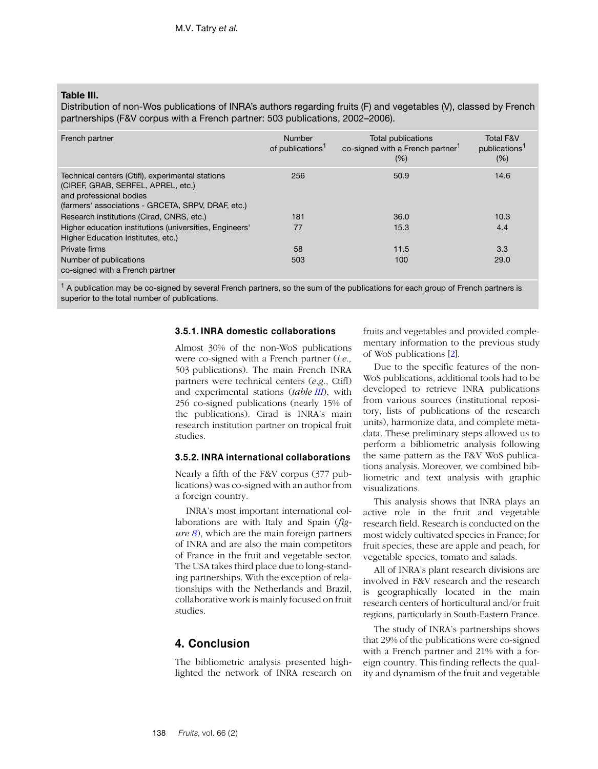**Table III.**
Distribution of non-Wos publications of INRA's authors regarding fruits (F) and vegetables (V), classed by French partnerships (F&V corpus with a French partner: 503 publications, 2002–2006).

| French partner | Number of publications[1] | Total publications co-signed with a French partner[1] (%) | Total F&V publications[1] (%) |
|---|---|---|---|
| Technical centers (Ctifl), experimental stations (CIREF, GRAB, SERFEL, APREL, etc.) and professional bodies (farmers' associations - GRCETA, SRPV, DRAF, etc.) | 256 | 50.9 | 14.6 |
| Research institutions (Cirad, CNRS, etc.) | 181 | 36.0 | 10.3 |
| Higher education institutions (universities, Engineers' Higher Education Institutes, etc.) | 77 | 15.3 | 4.4 |
| Private firms | 58 | 11.5 | 3.3 |
| Number of publications co-signed with a French partner | 503 | 100 | 29.0 |

[1] A publication may be co-signed by several French partners, so the sum of the publications for each group of French partners is superior to the total number of publications.

### 3.5.1. INRA domestic collaborations

Almost 30% of the non-WoS publications were co-signed with a French partner (*i.e.,* 503 publications). The main French INRA partners were technical centers (*e.g.*, Ctifl) and experimental stations (*table III*), with 256 co-signed publications (nearly 15% of the publications). Cirad is INRA's main research institution partner on tropical fruit studies.

### 3.5.2. INRA international collaborations

Nearly a fifth of the F&V corpus (377 publications) was co-signed with an author from a foreign country.

INRA's most important international collaborations are with Italy and Spain (*figure 8*), which are the main foreign partners of INRA and are also the main competitors of France in the fruit and vegetable sector. The USA takes third place due to long-standing partnerships. With the exception of relationships with the Netherlands and Brazil, collaborative work is mainly focused on fruit studies.

## 4. Conclusion

The bibliometric analysis presented highlighted the network of INRA research on fruits and vegetables and provided complementary information to the previous study of WoS publications [2].

Due to the specific features of the non-WoS publications, additional tools had to be developed to retrieve INRA publications from various sources (institutional repository, lists of publications of the research units), harmonize data, and complete metadata. These preliminary steps allowed us to perform a bibliometric analysis following the same pattern as the F&V WoS publications analysis. Moreover, we combined bibliometric and text analysis with graphic visualizations.

This analysis shows that INRA plays an active role in the fruit and vegetable research field. Research is conducted on the most widely cultivated species in France; for fruit species, these are apple and peach, for vegetable species, tomato and salads.

All of INRA's plant research divisions are involved in F&V research and the research is geographically located in the main research centers of horticultural and/or fruit regions, particularly in South-Eastern France.

The study of INRA's partnerships shows that 29% of the publications were co-signed with a French partner and 21% with a foreign country. This finding reflects the quality and dynamism of the fruit and vegetable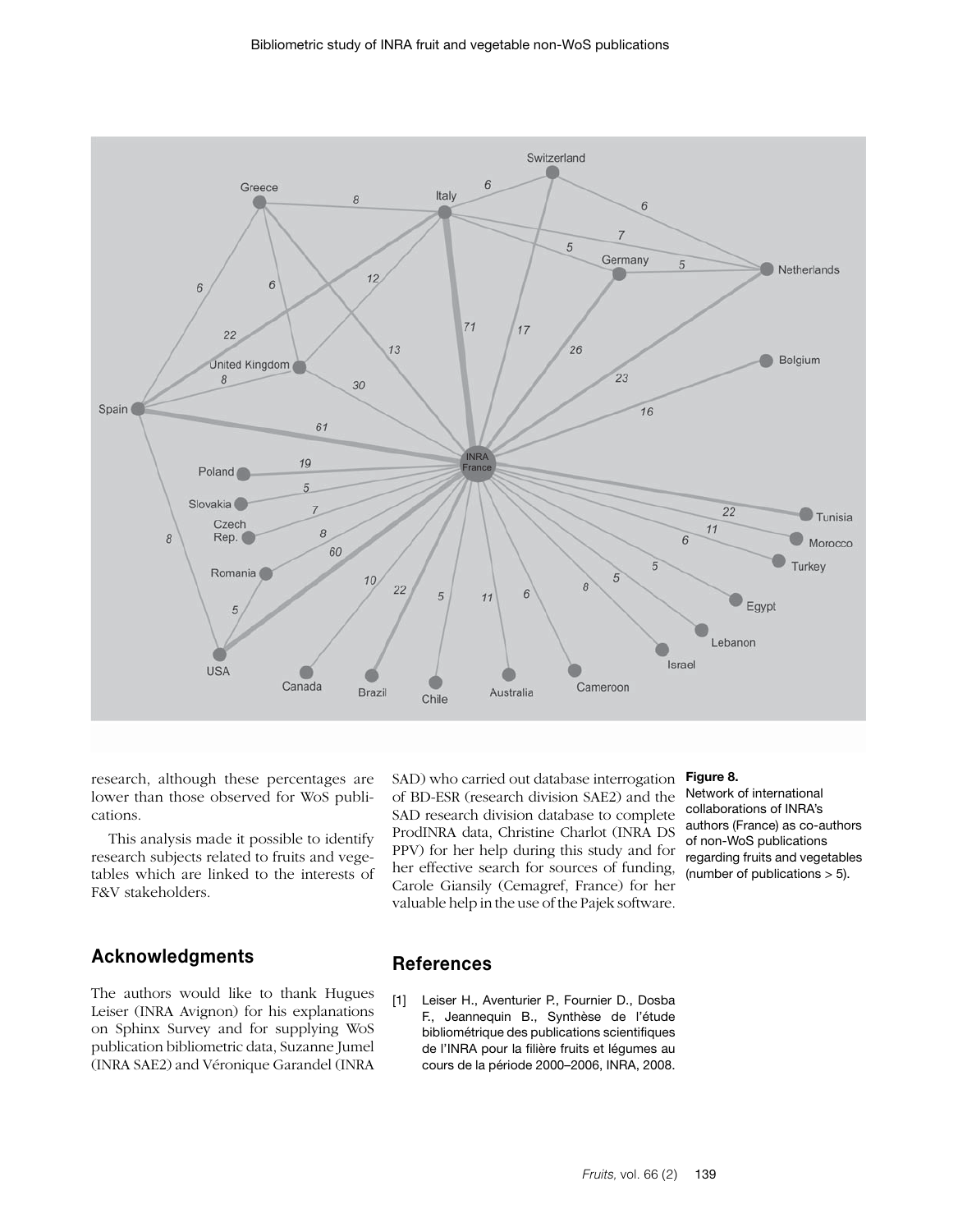research, although these percentages are lower than those observed for WoS publications.

This analysis made it possible to identify research subjects related to fruits and vegetables which are linked to the interests of F&V stakeholders.

## Acknowledgments

The authors would like to thank Hugues Leiser (INRA Avignon) for his explanations on Sphinx Survey and for supplying WoS publication bibliometric data, Suzanne Jumel (INRA SAE2) and Véronique Garandel (INRA SAD) who carried out database interrogation of BD-ESR (research division SAE2) and the SAD research division database to complete ProdINRA data, Christine Charlot (INRA DS PPV) for her help during this study and for her effective search for sources of funding, Carole Giansily (Cemagref, France) for her valuable help in the use of the Pajek software.

**Figure 8.**
Network of international collaborations of INRA's authors (France) as co-authors of non-WoS publications regarding fruits and vegetables (number of publications > 5).

## References

[1] Leiser H., Aventurier P., Fournier D., Dosba F., Jeannequin B., Synthèse de l'étude bibliométrique des publications scientifiques de l'INRA pour la filière fruits et légumes au cours de la période 2000–2006, INRA, 2008.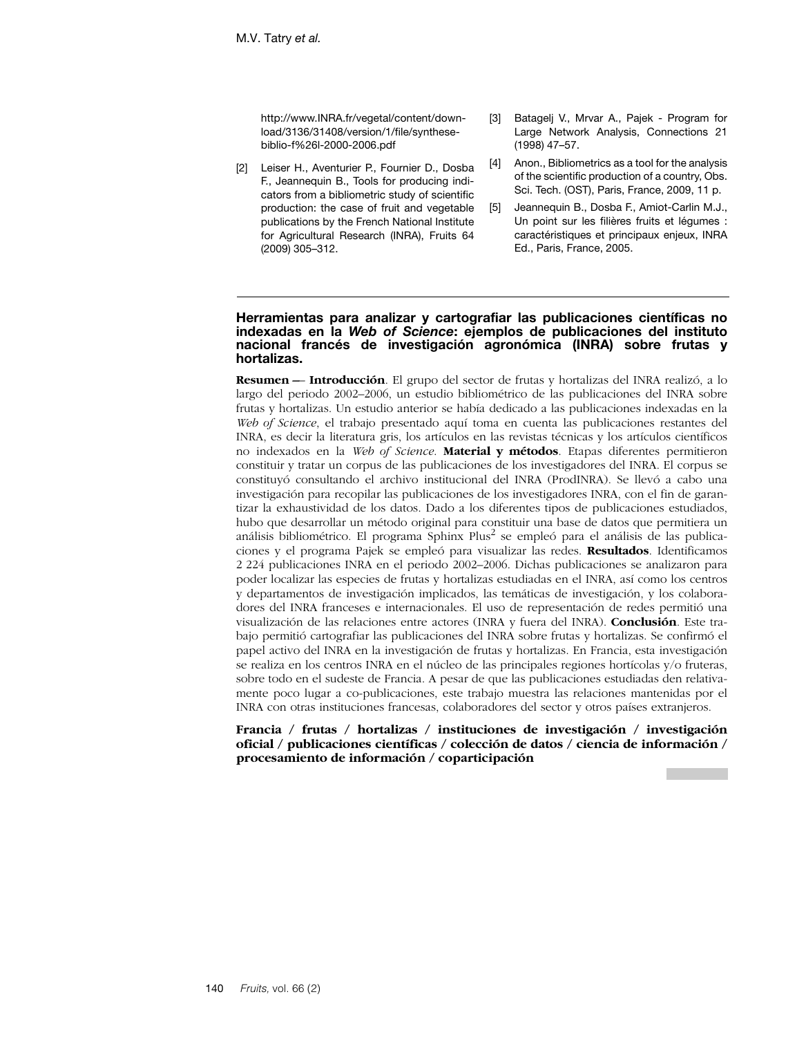http://www.INRA.fr/vegetal/content/download/3136/31408/version/1/file/synthese-biblio-f%26l-2000-2006.pdf

[2] Leiser H., Aventurier P., Fournier D., Dosba F., Jeannequin B., Tools for producing indicators from a bibliometric study of scientific production: the case of fruit and vegetable publications by the French National Institute for Agricultural Research (INRA), Fruits 64 (2009) 305–312.

[3] Batagelj V., Mrvar A., Pajek - Program for Large Network Analysis, Connections 21 (1998) 47–57.

[4] Anon., Bibliometrics as a tool for the analysis of the scientific production of a country, Obs. Sci. Tech. (OST), Paris, France, 2009, 11 p.

[5] Jeannequin B., Dosba F., Amiot-Carlin M.J., Un point sur les filières fruits et légumes : caractéristiques et principaux enjeux, INRA Ed., Paris, France, 2005.

---

## Herramientas para analizar y cartografiar las publicaciones científicas no indexadas en la *Web of Science*: ejemplos de publicaciones del instituto nacional francés de investigación agronómica (INRA) sobre frutas y hortalizas.

**Resumen — Introducción**. El grupo del sector de frutas y hortalizas del INRA realizó, a lo largo del periodo 2002–2006, un estudio bibliométrico de las publicaciones del INRA sobre frutas y hortalizas. Un estudio anterior se había dedicado a las publicaciones indexadas en la *Web of Science*, el trabajo presentado aquí toma en cuenta las publicaciones restantes del INRA, es decir la literatura gris, los artículos en las revistas técnicas y los artículos científicos no indexados en la *Web of Science*. **Material y métodos**. Etapas diferentes permitieron constituir y tratar un corpus de las publicaciones de los investigadores del INRA. El corpus se constituyó consultando el archivo institucional del INRA (ProdINRA). Se llevó a cabo una investigación para recopilar las publicaciones de los investigadores INRA, con el fin de garantizar la exhaustividad de los datos. Dado a los diferentes tipos de publicaciones estudiados, hubo que desarrollar un método original para constituir una base de datos que permitiera un análisis bibliométrico. El programa Sphinx Plus[2] se empleó para el análisis de las publicaciones y el programa Pajek se empleó para visualizar las redes. **Resultados**. Identificamos 2 224 publicaciones INRA en el periodo 2002–2006. Dichas publicaciones se analizaron para poder localizar las especies de frutas y hortalizas estudiadas en el INRA, así como los centros y departamentos de investigación implicados, las temáticas de investigación, y los colaboradores del INRA franceses e internacionales. El uso de representación de redes permitió una visualización de las relaciones entre actores (INRA y fuera del INRA). **Conclusión**. Este trabajo permitió cartografiar las publicaciones del INRA sobre frutas y hortalizas. Se confirmó el papel activo del INRA en la investigación de frutas y hortalizas. En Francia, esta investigación se realiza en los centros INRA en el núcleo de las principales regiones hortícolas y/o fruteras, sobre todo en el sudeste de Francia. A pesar de que las publicaciones estudiadas den relativamente poco lugar a co-publicaciones, este trabajo muestra las relaciones mantenidas por el INRA con otras instituciones francesas, colaboradores del sector y otros países extranjeros.

**Francia / frutas / hortalizas / instituciones de investigación / investigación oficial / publicaciones científicas / colección de datos / ciencia de información / procesamiento de información / coparticipación**